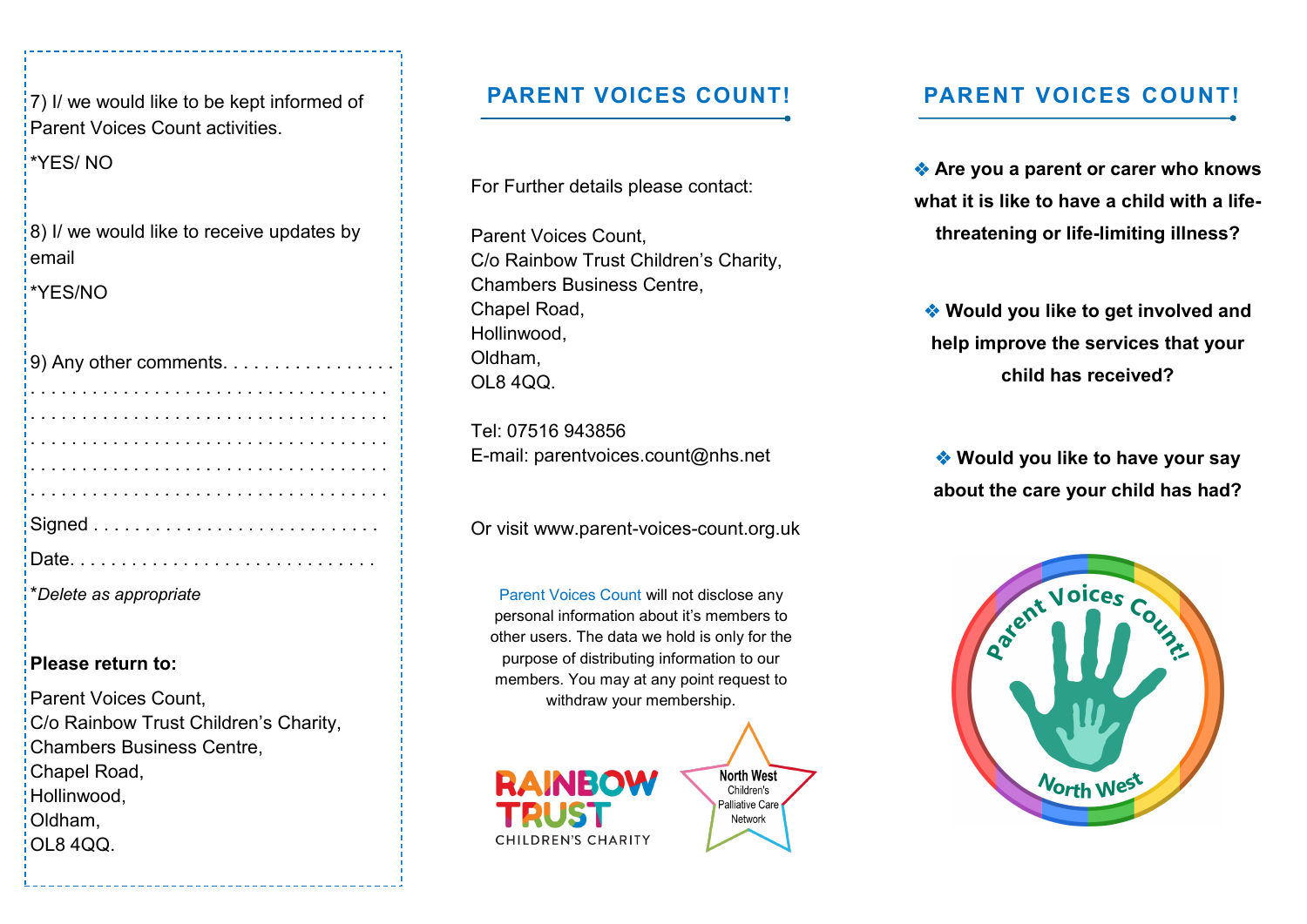7) I/ we would like to be kept informed of Parent Voices Count activities.

*YES/ NO

8) I/ we would like to receive updates by email

*YES/NO

9) Any other comments. . . . . . . . . . . . . . . . .
. . . . . . . . . . . . . . . . . . . . . . . . . . . . . . . . . .
. . . . . . . . . . . . . . . . . . . . . . . . . . . . . . . . . .
. . . . . . . . . . . . . . . . . . . . . . . . . . . . . . . . . .
. . . . . . . . . . . . . . . . . . . . . . . . . . . . . . . . . .
. . . . . . . . . . . . . . . . . . . . . . . . . . . . . . . . . .

Signed . . . . . . . . . . . . . . . . . . . . . . . . . . .

Date. . . . . . . . . . . . . . . . . . . . . . . . . . . . .

**Delete as appropriate*

**Please return to:**

Parent Voices Count,
C/o Rainbow Trust Children's Charity,
Chambers Business Centre,
Chapel Road,
Hollinwood,
Oldham,
OL8 4QQ.

## PARENT VOICES COUNT!

For Further details please contact:

Parent Voices Count,
C/o Rainbow Trust Children's Charity,
Chambers Business Centre,
Chapel Road,
Hollinwood,
Oldham,
OL8 4QQ.

Tel: 07516 943856
E-mail: parentvoices.count@nhs.net

Or visit www.parent-voices-count.org.uk

Parent Voices Count will not disclose any personal information about it's members to other users. The data we hold is only for the purpose of distributing information to our members. You may at any point request to withdraw your membership.

RAINBOW TRUST CHILDREN'S CHARITY

North West Children's Palliative Care Network

## PARENT VOICES COUNT!

- **Are you a parent or carer who knows what it is like to have a child with a life-threatening or life-limiting illness?**

- **Would you like to get involved and help improve the services that your child has received?**

- **Would you like to have your say about the care your child has had?**

Parent Voices Count! North West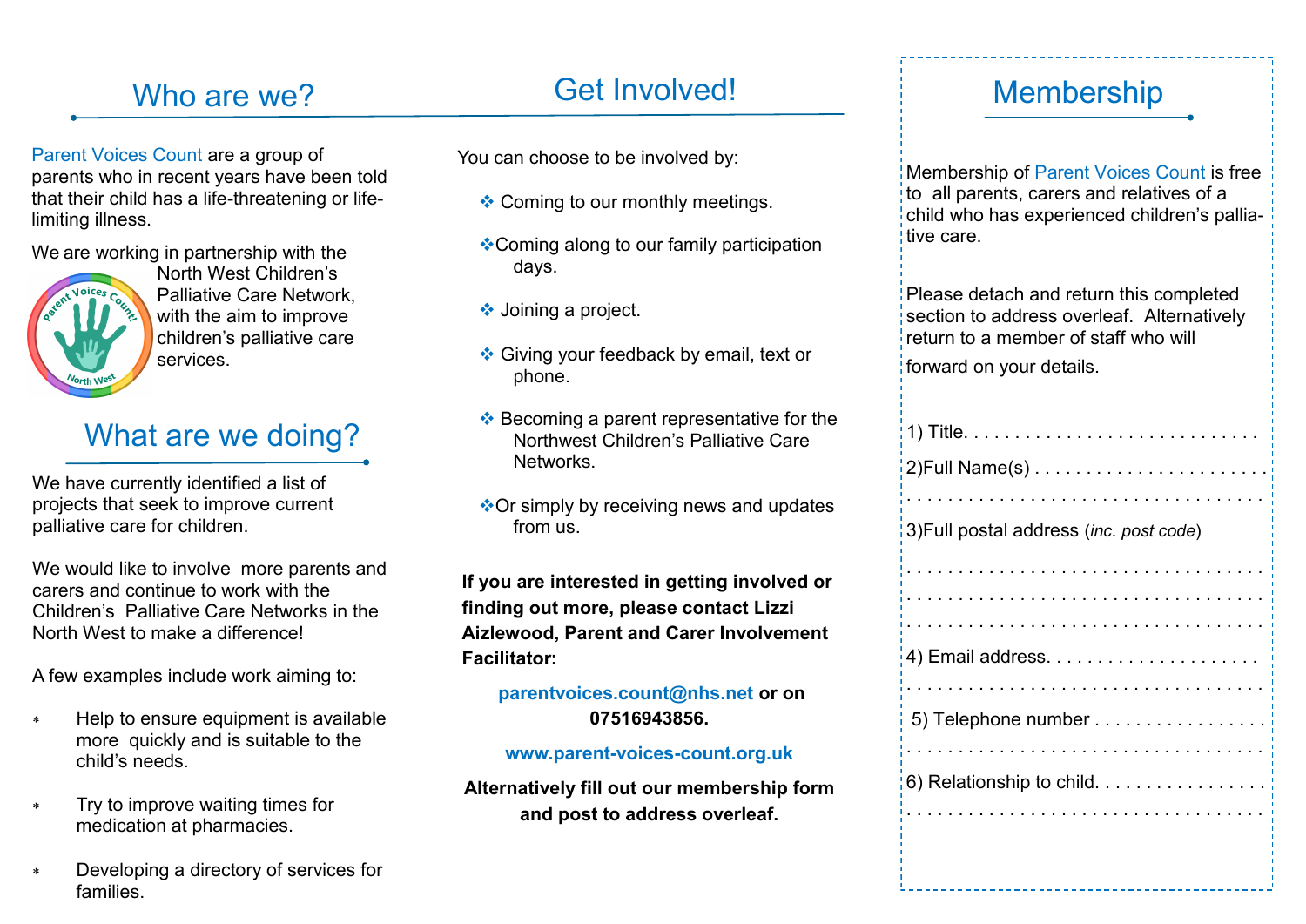## Who are we?

Parent Voices Count are a group of parents who in recent years have been told that their child has a life-threatening or life-limiting illness.

We are working in partnership with the North West Children's Palliative Care Network, with the aim to improve children's palliative care services.

## What are we doing?

We have currently identified a list of projects that seek to improve current palliative care for children.

We would like to involve more parents and carers and continue to work with the Children's Palliative Care Networks in the North West to make a difference!

A few examples include work aiming to:

- Help to ensure equipment is available more quickly and is suitable to the child's needs.
- Try to improve waiting times for medication at pharmacies.
- Developing a directory of services for families.

## Get Involved!

You can choose to be involved by:

- Coming to our monthly meetings.
- Coming along to our family participation days.
- Joining a project.
- Giving your feedback by email, text or phone.
- Becoming a parent representative for the Northwest Children's Palliative Care Networks.
- Or simply by receiving news and updates from us.

**If you are interested in getting involved or finding out more, please contact Lizzi Aizlewood, Parent and Carer Involvement Facilitator:**

**parentvoices.count@nhs.net or on 07516943856.**

**www.parent-voices-count.org.uk**

**Alternatively fill out our membership form and post to address overleaf.**

## Membership

Membership of Parent Voices Count is free to all parents, carers and relatives of a child who has experienced children's palliative care.

Please detach and return this completed section to address overleaf. Alternatively return to a member of staff who will forward on your details.

1) Title. . . . . . . . . . . . . . . . . . . . . . . . . . . .

2)Full Name(s) . . . . . . . . . . . . . . . . . . . . . . .

. . . . . . . . . . . . . . . . . . . . . . . . . . . . . . . . . .

3)Full postal address (*inc. post code*)

. . . . . . . . . . . . . . . . . . . . . . . . . . . . . . . . . .

. . . . . . . . . . . . . . . . . . . . . . . . . . . . . . . . . .

. . . . . . . . . . . . . . . . . . . . . . . . . . . . . . . . . .

4) Email address. . . . . . . . . . . . . . . . . . . . .

. . . . . . . . . . . . . . . . . . . . . . . . . . . . . . . . . .

5) Telephone number . . . . . . . . . . . . . . . . .

. . . . . . . . . . . . . . . . . . . . . . . . . . . . . . . . . .

6) Relationship to child. . . . . . . . . . . . . . . . .

. . . . . . . . . . . . . . . . . . . . . . . . . . . . . . . . . .